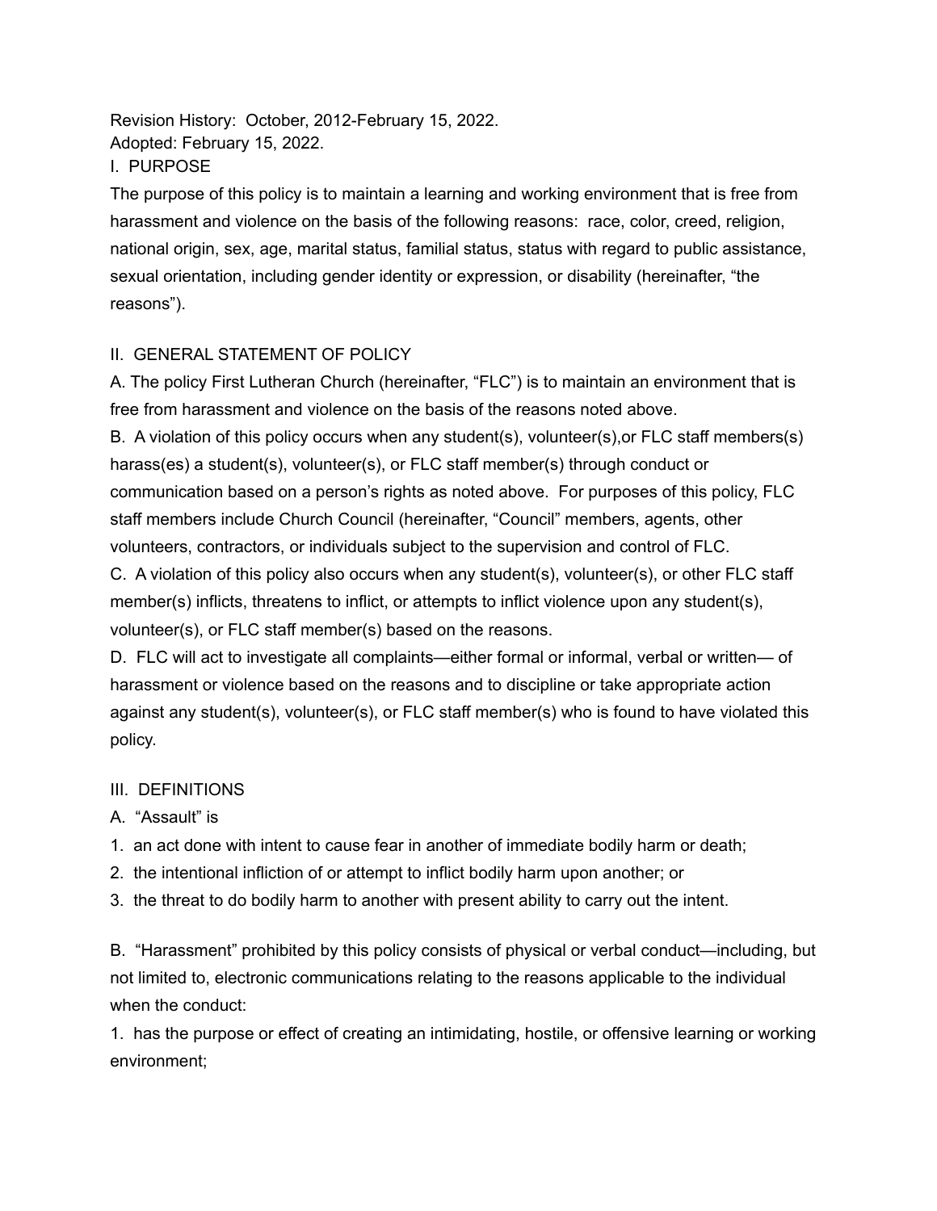Revision History: October, 2012-February 15, 2022.
Adopted: February 15, 2022.

## I. PURPOSE

The purpose of this policy is to maintain a learning and working environment that is free from harassment and violence on the basis of the following reasons: race, color, creed, religion, national origin, sex, age, marital status, familial status, status with regard to public assistance, sexual orientation, including gender identity or expression, or disability (hereinafter, "the reasons").

## II. GENERAL STATEMENT OF POLICY

A. The policy First Lutheran Church (hereinafter, "FLC") is to maintain an environment that is free from harassment and violence on the basis of the reasons noted above.

B. A violation of this policy occurs when any student(s), volunteer(s),or FLC staff members(s) harass(es) a student(s), volunteer(s), or FLC staff member(s) through conduct or communication based on a person's rights as noted above. For purposes of this policy, FLC staff members include Church Council (hereinafter, "Council" members, agents, other volunteers, contractors, or individuals subject to the supervision and control of FLC.

C. A violation of this policy also occurs when any student(s), volunteer(s), or other FLC staff member(s) inflicts, threatens to inflict, or attempts to inflict violence upon any student(s), volunteer(s), or FLC staff member(s) based on the reasons.

D. FLC will act to investigate all complaints—either formal or informal, verbal or written— of harassment or violence based on the reasons and to discipline or take appropriate action against any student(s), volunteer(s), or FLC staff member(s) who is found to have violated this policy.

## III. DEFINITIONS

A. "Assault" is

1. an act done with intent to cause fear in another of immediate bodily harm or death;
2. the intentional infliction of or attempt to inflict bodily harm upon another; or
3. the threat to do bodily harm to another with present ability to carry out the intent.

B. "Harassment" prohibited by this policy consists of physical or verbal conduct—including, but not limited to, electronic communications relating to the reasons applicable to the individual when the conduct:

1. has the purpose or effect of creating an intimidating, hostile, or offensive learning or working environment;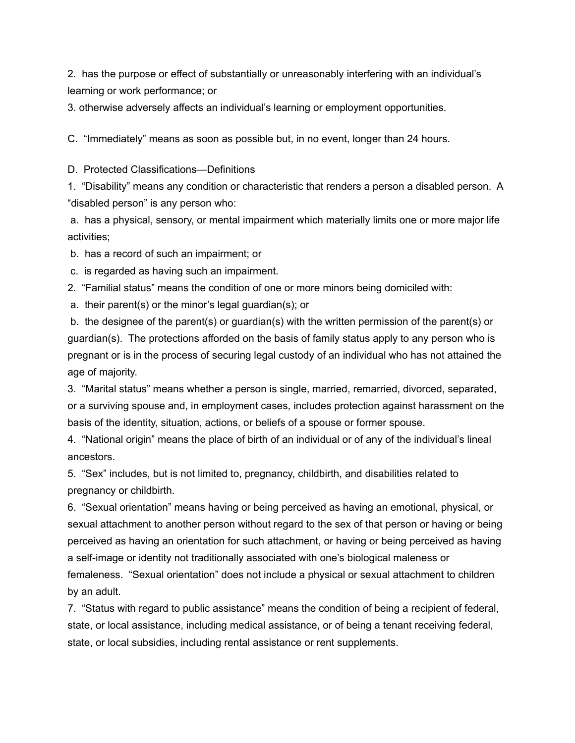2. has the purpose or effect of substantially or unreasonably interfering with an individual's learning or work performance; or

3. otherwise adversely affects an individual's learning or employment opportunities.

C. "Immediately" means as soon as possible but, in no event, longer than 24 hours.

D. Protected Classifications—Definitions

1. "Disability" means any condition or characteristic that renders a person a disabled person. A "disabled person" is any person who:

 a. has a physical, sensory, or mental impairment which materially limits one or more major life activities;

 b. has a record of such an impairment; or

 c. is regarded as having such an impairment.

2. "Familial status" means the condition of one or more minors being domiciled with:

 a. their parent(s) or the minor's legal guardian(s); or

 b. the designee of the parent(s) or guardian(s) with the written permission of the parent(s) or guardian(s). The protections afforded on the basis of family status apply to any person who is pregnant or is in the process of securing legal custody of an individual who has not attained the age of majority.

3. "Marital status" means whether a person is single, married, remarried, divorced, separated, or a surviving spouse and, in employment cases, includes protection against harassment on the basis of the identity, situation, actions, or beliefs of a spouse or former spouse.

4. "National origin" means the place of birth of an individual or of any of the individual's lineal ancestors.

5. "Sex" includes, but is not limited to, pregnancy, childbirth, and disabilities related to pregnancy or childbirth.

6. "Sexual orientation" means having or being perceived as having an emotional, physical, or sexual attachment to another person without regard to the sex of that person or having or being perceived as having an orientation for such attachment, or having or being perceived as having a self-image or identity not traditionally associated with one's biological maleness or femaleness. "Sexual orientation" does not include a physical or sexual attachment to children by an adult.

7. "Status with regard to public assistance" means the condition of being a recipient of federal, state, or local assistance, including medical assistance, or of being a tenant receiving federal, state, or local subsidies, including rental assistance or rent supplements.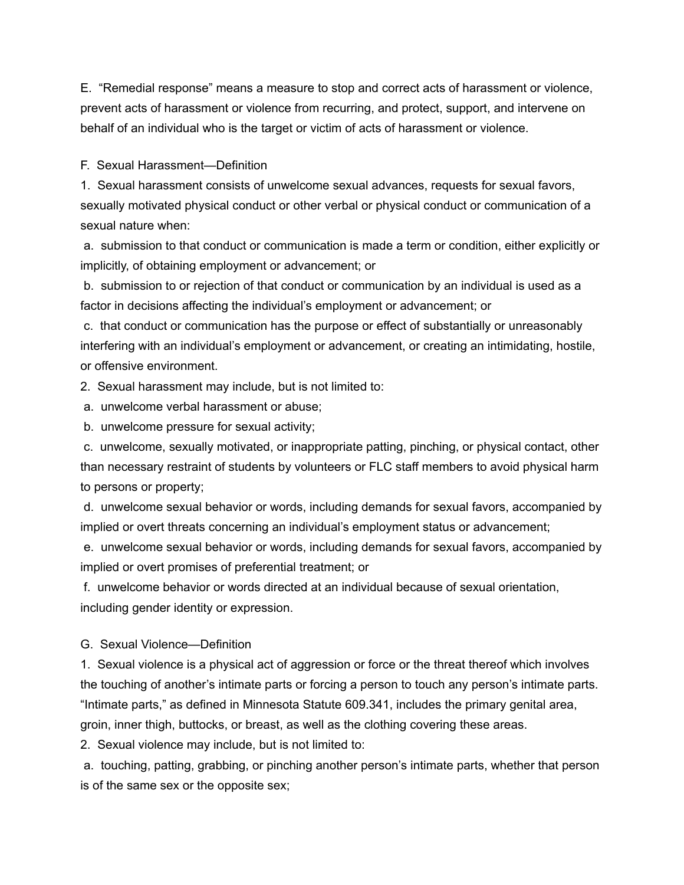E. "Remedial response" means a measure to stop and correct acts of harassment or violence, prevent acts of harassment or violence from recurring, and protect, support, and intervene on behalf of an individual who is the target or victim of acts of harassment or violence.

F. Sexual Harassment—Definition

1. Sexual harassment consists of unwelcome sexual advances, requests for sexual favors, sexually motivated physical conduct or other verbal or physical conduct or communication of a sexual nature when:

 a. submission to that conduct or communication is made a term or condition, either explicitly or implicitly, of obtaining employment or advancement; or

 b. submission to or rejection of that conduct or communication by an individual is used as a factor in decisions affecting the individual's employment or advancement; or

 c. that conduct or communication has the purpose or effect of substantially or unreasonably interfering with an individual's employment or advancement, or creating an intimidating, hostile, or offensive environment.

2. Sexual harassment may include, but is not limited to:

 a. unwelcome verbal harassment or abuse;

 b. unwelcome pressure for sexual activity;

 c. unwelcome, sexually motivated, or inappropriate patting, pinching, or physical contact, other than necessary restraint of students by volunteers or FLC staff members to avoid physical harm to persons or property;

 d. unwelcome sexual behavior or words, including demands for sexual favors, accompanied by implied or overt threats concerning an individual's employment status or advancement;

 e. unwelcome sexual behavior or words, including demands for sexual favors, accompanied by implied or overt promises of preferential treatment; or

 f. unwelcome behavior or words directed at an individual because of sexual orientation, including gender identity or expression.

G. Sexual Violence—Definition

1. Sexual violence is a physical act of aggression or force or the threat thereof which involves the touching of another's intimate parts or forcing a person to touch any person's intimate parts. "Intimate parts," as defined in Minnesota Statute 609.341, includes the primary genital area, groin, inner thigh, buttocks, or breast, as well as the clothing covering these areas.

2. Sexual violence may include, but is not limited to:

 a. touching, patting, grabbing, or pinching another person's intimate parts, whether that person is of the same sex or the opposite sex;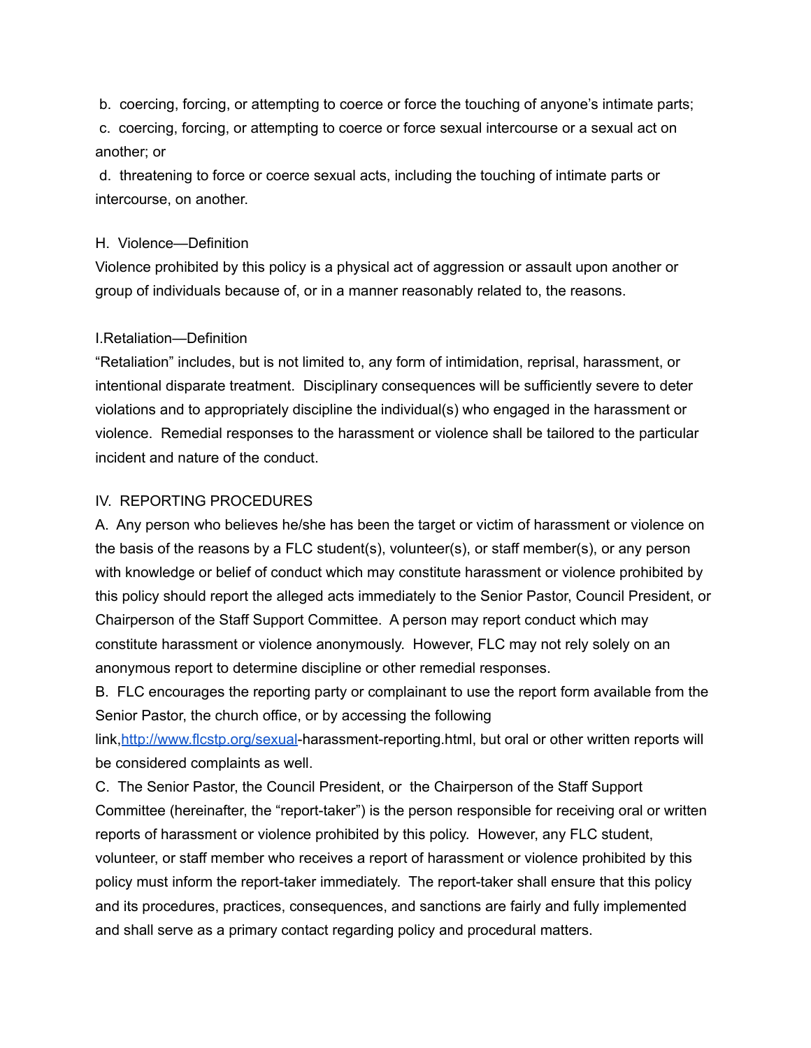b. coercing, forcing, or attempting to coerce or force the touching of anyone's intimate parts;

c. coercing, forcing, or attempting to coerce or force sexual intercourse or a sexual act on another; or

d. threatening to force or coerce sexual acts, including the touching of intimate parts or intercourse, on another.

H. Violence—Definition

Violence prohibited by this policy is a physical act of aggression or assault upon another or group of individuals because of, or in a manner reasonably related to, the reasons.

I.Retaliation—Definition

"Retaliation" includes, but is not limited to, any form of intimidation, reprisal, harassment, or intentional disparate treatment. Disciplinary consequences will be sufficiently severe to deter violations and to appropriately discipline the individual(s) who engaged in the harassment or violence. Remedial responses to the harassment or violence shall be tailored to the particular incident and nature of the conduct.

IV. REPORTING PROCEDURES

A. Any person who believes he/she has been the target or victim of harassment or violence on the basis of the reasons by a FLC student(s), volunteer(s), or staff member(s), or any person with knowledge or belief of conduct which may constitute harassment or violence prohibited by this policy should report the alleged acts immediately to the Senior Pastor, Council President, or Chairperson of the Staff Support Committee. A person may report conduct which may constitute harassment or violence anonymously. However, FLC may not rely solely on an anonymous report to determine discipline or other remedial responses.

B. FLC encourages the reporting party or complainant to use the report form available from the Senior Pastor, the church office, or by accessing the following link,[http://www.flcstp.org/sexual](http://www.flcstp.org/sexual)-harassment-reporting.html, but oral or other written reports will be considered complaints as well.

C. The Senior Pastor, the Council President, or the Chairperson of the Staff Support Committee (hereinafter, the "report-taker") is the person responsible for receiving oral or written reports of harassment or violence prohibited by this policy. However, any FLC student, volunteer, or staff member who receives a report of harassment or violence prohibited by this policy must inform the report-taker immediately. The report-taker shall ensure that this policy and its procedures, practices, consequences, and sanctions are fairly and fully implemented and shall serve as a primary contact regarding policy and procedural matters.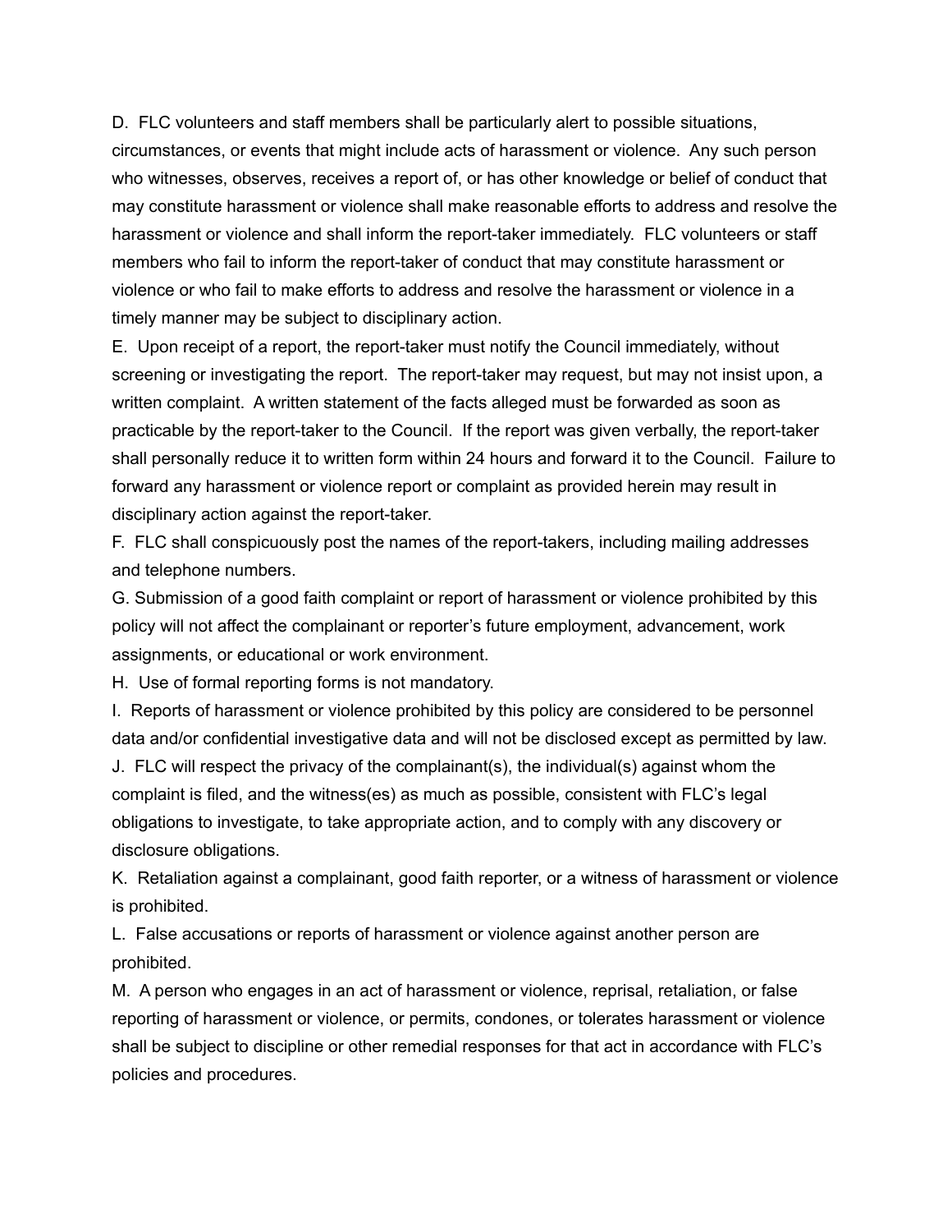D. FLC volunteers and staff members shall be particularly alert to possible situations, circumstances, or events that might include acts of harassment or violence. Any such person who witnesses, observes, receives a report of, or has other knowledge or belief of conduct that may constitute harassment or violence shall make reasonable efforts to address and resolve the harassment or violence and shall inform the report-taker immediately. FLC volunteers or staff members who fail to inform the report-taker of conduct that may constitute harassment or violence or who fail to make efforts to address and resolve the harassment or violence in a timely manner may be subject to disciplinary action.

E. Upon receipt of a report, the report-taker must notify the Council immediately, without screening or investigating the report. The report-taker may request, but may not insist upon, a written complaint. A written statement of the facts alleged must be forwarded as soon as practicable by the report-taker to the Council. If the report was given verbally, the report-taker shall personally reduce it to written form within 24 hours and forward it to the Council. Failure to forward any harassment or violence report or complaint as provided herein may result in disciplinary action against the report-taker.

F. FLC shall conspicuously post the names of the report-takers, including mailing addresses and telephone numbers.

G. Submission of a good faith complaint or report of harassment or violence prohibited by this policy will not affect the complainant or reporter's future employment, advancement, work assignments, or educational or work environment.

H. Use of formal reporting forms is not mandatory.

I. Reports of harassment or violence prohibited by this policy are considered to be personnel data and/or confidential investigative data and will not be disclosed except as permitted by law.

J. FLC will respect the privacy of the complainant(s), the individual(s) against whom the complaint is filed, and the witness(es) as much as possible, consistent with FLC's legal obligations to investigate, to take appropriate action, and to comply with any discovery or disclosure obligations.

K. Retaliation against a complainant, good faith reporter, or a witness of harassment or violence is prohibited.

L. False accusations or reports of harassment or violence against another person are prohibited.

M. A person who engages in an act of harassment or violence, reprisal, retaliation, or false reporting of harassment or violence, or permits, condones, or tolerates harassment or violence shall be subject to discipline or other remedial responses for that act in accordance with FLC's policies and procedures.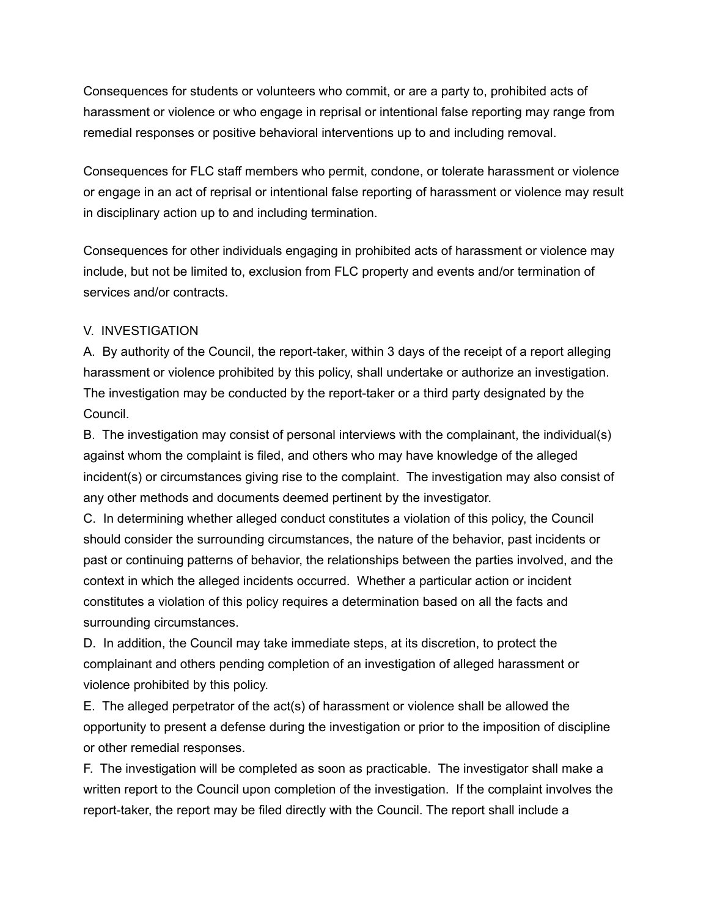Consequences for students or volunteers who commit, or are a party to, prohibited acts of harassment or violence or who engage in reprisal or intentional false reporting may range from remedial responses or positive behavioral interventions up to and including removal.

Consequences for FLC staff members who permit, condone, or tolerate harassment or violence or engage in an act of reprisal or intentional false reporting of harassment or violence may result in disciplinary action up to and including termination.

Consequences for other individuals engaging in prohibited acts of harassment or violence may include, but not be limited to, exclusion from FLC property and events and/or termination of services and/or contracts.

## V. INVESTIGATION

A. By authority of the Council, the report-taker, within 3 days of the receipt of a report alleging harassment or violence prohibited by this policy, shall undertake or authorize an investigation. The investigation may be conducted by the report-taker or a third party designated by the Council.

B. The investigation may consist of personal interviews with the complainant, the individual(s) against whom the complaint is filed, and others who may have knowledge of the alleged incident(s) or circumstances giving rise to the complaint. The investigation may also consist of any other methods and documents deemed pertinent by the investigator.

C. In determining whether alleged conduct constitutes a violation of this policy, the Council should consider the surrounding circumstances, the nature of the behavior, past incidents or past or continuing patterns of behavior, the relationships between the parties involved, and the context in which the alleged incidents occurred. Whether a particular action or incident constitutes a violation of this policy requires a determination based on all the facts and surrounding circumstances.

D. In addition, the Council may take immediate steps, at its discretion, to protect the complainant and others pending completion of an investigation of alleged harassment or violence prohibited by this policy.

E. The alleged perpetrator of the act(s) of harassment or violence shall be allowed the opportunity to present a defense during the investigation or prior to the imposition of discipline or other remedial responses.

F. The investigation will be completed as soon as practicable. The investigator shall make a written report to the Council upon completion of the investigation. If the complaint involves the report-taker, the report may be filed directly with the Council. The report shall include a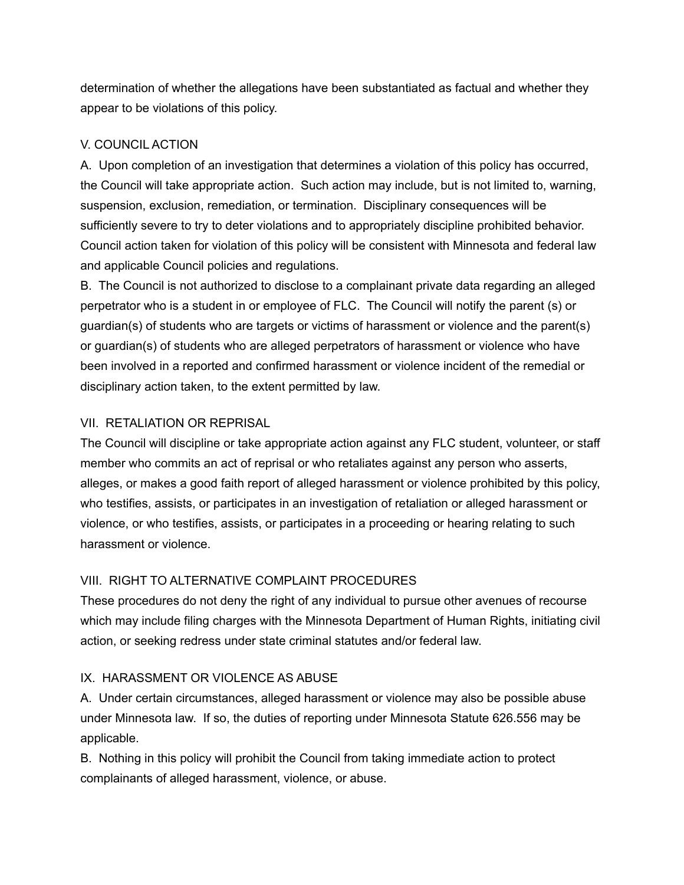determination of whether the allegations have been substantiated as factual and whether they appear to be violations of this policy.

## V. COUNCIL ACTION

A. Upon completion of an investigation that determines a violation of this policy has occurred, the Council will take appropriate action. Such action may include, but is not limited to, warning, suspension, exclusion, remediation, or termination. Disciplinary consequences will be sufficiently severe to try to deter violations and to appropriately discipline prohibited behavior. Council action taken for violation of this policy will be consistent with Minnesota and federal law and applicable Council policies and regulations.

B. The Council is not authorized to disclose to a complainant private data regarding an alleged perpetrator who is a student in or employee of FLC. The Council will notify the parent (s) or guardian(s) of students who are targets or victims of harassment or violence and the parent(s) or guardian(s) of students who are alleged perpetrators of harassment or violence who have been involved in a reported and confirmed harassment or violence incident of the remedial or disciplinary action taken, to the extent permitted by law.

## VII. RETALIATION OR REPRISAL

The Council will discipline or take appropriate action against any FLC student, volunteer, or staff member who commits an act of reprisal or who retaliates against any person who asserts, alleges, or makes a good faith report of alleged harassment or violence prohibited by this policy, who testifies, assists, or participates in an investigation of retaliation or alleged harassment or violence, or who testifies, assists, or participates in a proceeding or hearing relating to such harassment or violence.

## VIII. RIGHT TO ALTERNATIVE COMPLAINT PROCEDURES

These procedures do not deny the right of any individual to pursue other avenues of recourse which may include filing charges with the Minnesota Department of Human Rights, initiating civil action, or seeking redress under state criminal statutes and/or federal law.

## IX. HARASSMENT OR VIOLENCE AS ABUSE

A. Under certain circumstances, alleged harassment or violence may also be possible abuse under Minnesota law. If so, the duties of reporting under Minnesota Statute 626.556 may be applicable.

B. Nothing in this policy will prohibit the Council from taking immediate action to protect complainants of alleged harassment, violence, or abuse.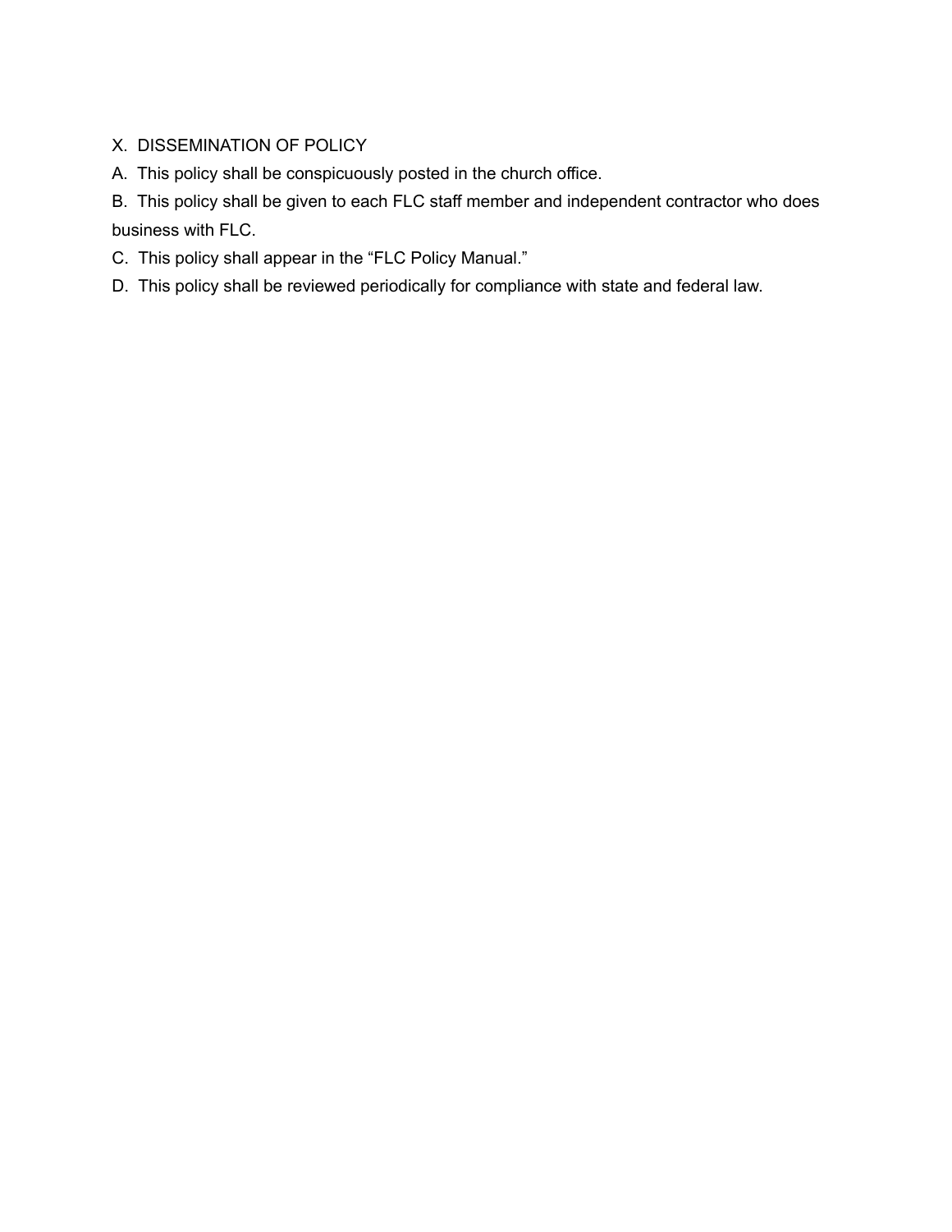## X. DISSEMINATION OF POLICY

A. This policy shall be conspicuously posted in the church office.

B. This policy shall be given to each FLC staff member and independent contractor who does business with FLC.

C. This policy shall appear in the "FLC Policy Manual."

D. This policy shall be reviewed periodically for compliance with state and federal law.